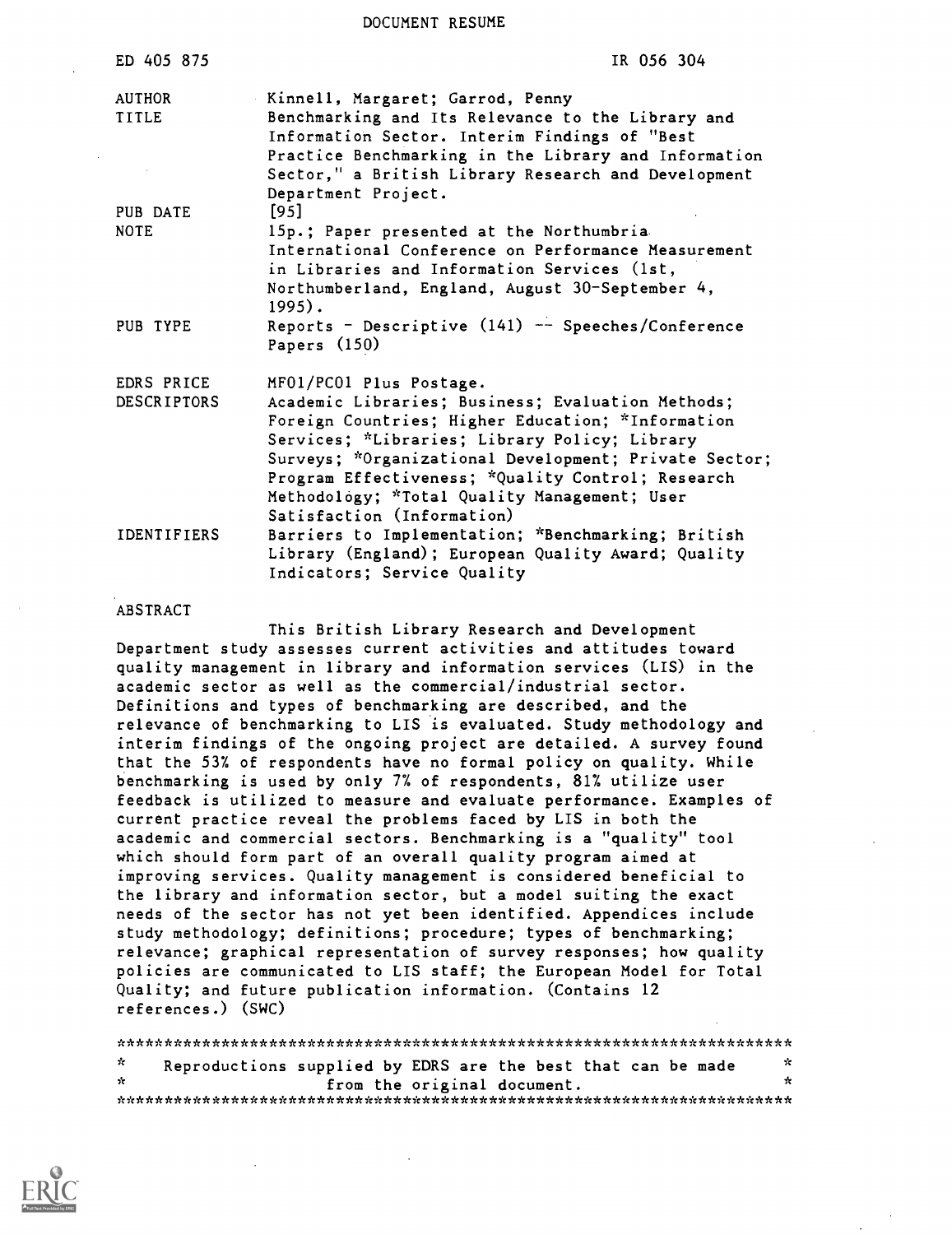DOCUMENT RESUME

ED 405 875 IR 056 304

| | |
|---|---|
| AUTHOR | Kinnell, Margaret; Garrod, Penny |
| TITLE | Benchmarking and Its Relevance to the Library and Information Sector. Interim Findings of "Best Practice Benchmarking in the Library and Information Sector," a British Library Research and Development Department Project. |
| PUB DATE | [95] |
| NOTE | 15p.; Paper presented at the Northumbria International Conference on Performance Measurement in Libraries and Information Services (1st, Northumberland, England, August 30-September 4, 1995). |
| PUB TYPE | Reports - Descriptive (141) -- Speeches/Conference Papers (150) |
| EDRS PRICE | MF01/PC01 Plus Postage. |
| DESCRIPTORS | Academic Libraries; Business; Evaluation Methods; Foreign Countries; Higher Education; *Information Services; *Libraries; Library Policy; Library Surveys; *Organizational Development; Private Sector; Program Effectiveness; *Quality Control; Research Methodology; *Total Quality Management; User Satisfaction (Information) |
| IDENTIFIERS | Barriers to Implementation; *Benchmarking; British Library (England); European Quality Award; Quality Indicators; Service Quality |

ABSTRACT

This British Library Research and Development Department study assesses current activities and attitudes toward quality management in library and information services (LIS) in the academic sector as well as the commercial/industrial sector. Definitions and types of benchmarking are described, and the relevance of benchmarking to LIS is evaluated. Study methodology and interim findings of the ongoing project are detailed. A survey found that the 53% of respondents have no formal policy on quality. While benchmarking is used by only 7% of respondents, 81% utilize user feedback is utilized to measure and evaluate performance. Examples of current practice reveal the problems faced by LIS in both the academic and commercial sectors. Benchmarking is a "quality" tool which should form part of an overall quality program aimed at improving services. Quality management is considered beneficial to the library and information sector, but a model suiting the exact needs of the sector has not yet been identified. Appendices include study methodology; definitions; procedure; types of benchmarking; relevance; graphical representation of survey responses; how quality policies are communicated to LIS staff; the European Model for Total Quality; and future publication information. (Contains 12 references.) (SWC)

***********************************************************************

* Reproductions supplied by EDRS are the best that can be made from the original document. *

***********************************************************************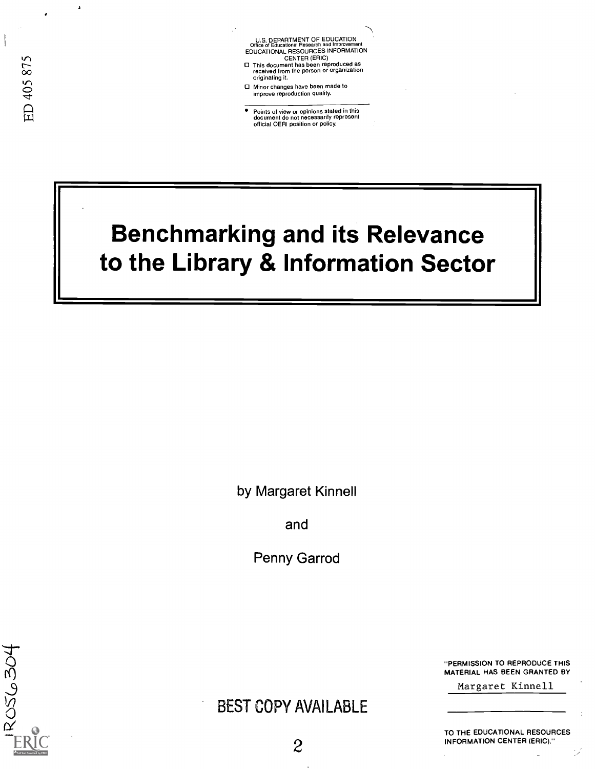ED 405 875

U.S. DEPARTMENT OF EDUCATION
Office of Educational Research and Improvement
EDUCATIONAL RESOURCES INFORMATION CENTER (ERIC)

- This document has been reproduced as received from the person or organization originating it.
- Minor changes have been made to improve reproduction quality.

- Points of view or opinions stated in this document do not necessarily represent official OERI position or policy.

# Benchmarking and its Relevance to the Library & Information Sector

by Margaret Kinnell

and

Penny Garrod

"PERMISSION TO REPRODUCE THIS MATERIAL HAS BEEN GRANTED BY

Margaret Kinnell

TO THE EDUCATIONAL RESOURCES INFORMATION CENTER (ERIC)."

BEST COPY AVAILABLE

IR056304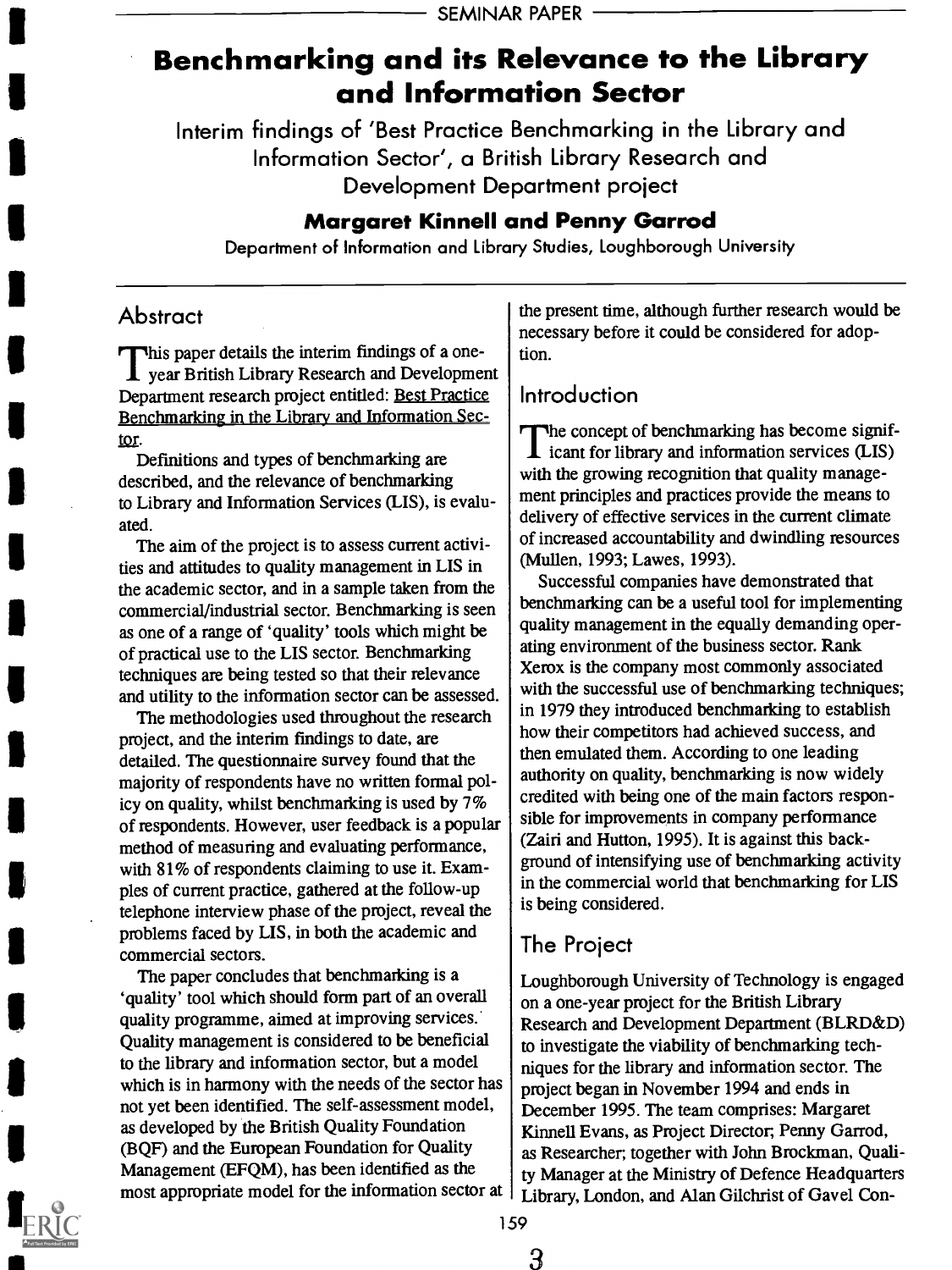SEMINAR PAPER

# Benchmarking and its Relevance to the Library and Information Sector

Interim findings of 'Best Practice Benchmarking in the Library and Information Sector', a British Library Research and Development Department project

**Margaret Kinnell and Penny Garrod**

Department of Information and Library Studies, Loughborough University

## Abstract

This paper details the interim findings of a one-year British Library Research and Development Department research project entitled: Best Practice Benchmarking in the Library and Information Sector.

Definitions and types of benchmarking are described, and the relevance of benchmarking to Library and Information Services (LIS), is evaluated.

The aim of the project is to assess current activities and attitudes to quality management in LIS in the academic sector, and in a sample taken from the commercial/industrial sector. Benchmarking is seen as one of a range of 'quality' tools which might be of practical use to the LIS sector. Benchmarking techniques are being tested so that their relevance and utility to the information sector can be assessed.

The methodologies used throughout the research project, and the interim findings to date, are detailed. The questionnaire survey found that the majority of respondents have no written formal policy on quality, whilst benchmarking is used by 7% of respondents. However, user feedback is a popular method of measuring and evaluating performance, with 81% of respondents claiming to use it. Examples of current practice, gathered at the follow-up telephone interview phase of the project, reveal the problems faced by LIS, in both the academic and commercial sectors.

The paper concludes that benchmarking is a 'quality' tool which should form part of an overall quality programme, aimed at improving services. Quality management is considered to be beneficial to the library and information sector, but a model which is in harmony with the needs of the sector has not yet been identified. The self-assessment model, as developed by the British Quality Foundation (BQF) and the European Foundation for Quality Management (EFQM), has been identified as the most appropriate model for the information sector at the present time, although further research would be necessary before it could be considered for adoption.

## Introduction

The concept of benchmarking has become significant for library and information services (LIS) with the growing recognition that quality management principles and practices provide the means to delivery of effective services in the current climate of increased accountability and dwindling resources (Mullen, 1993; Lawes, 1993).

Successful companies have demonstrated that benchmarking can be a useful tool for implementing quality management in the equally demanding operating environment of the business sector. Rank Xerox is the company most commonly associated with the successful use of benchmarking techniques; in 1979 they introduced benchmarking to establish how their competitors had achieved success, and then emulated them. According to one leading authority on quality, benchmarking is now widely credited with being one of the main factors responsible for improvements in company performance (Zairi and Hutton, 1995). It is against this background of intensifying use of benchmarking activity in the commercial world that benchmarking for LIS is being considered.

## The Project

Loughborough University of Technology is engaged on a one-year project for the British Library Research and Development Department (BLRD&D) to investigate the viability of benchmarking techniques for the library and information sector. The project began in November 1994 and ends in December 1995. The team comprises: Margaret Kinnell Evans, as Project Director; Penny Garrod, as Researcher; together with John Brockman, Quality Manager at the Ministry of Defence Headquarters Library, London, and Alan Gilchrist of Gavel Con-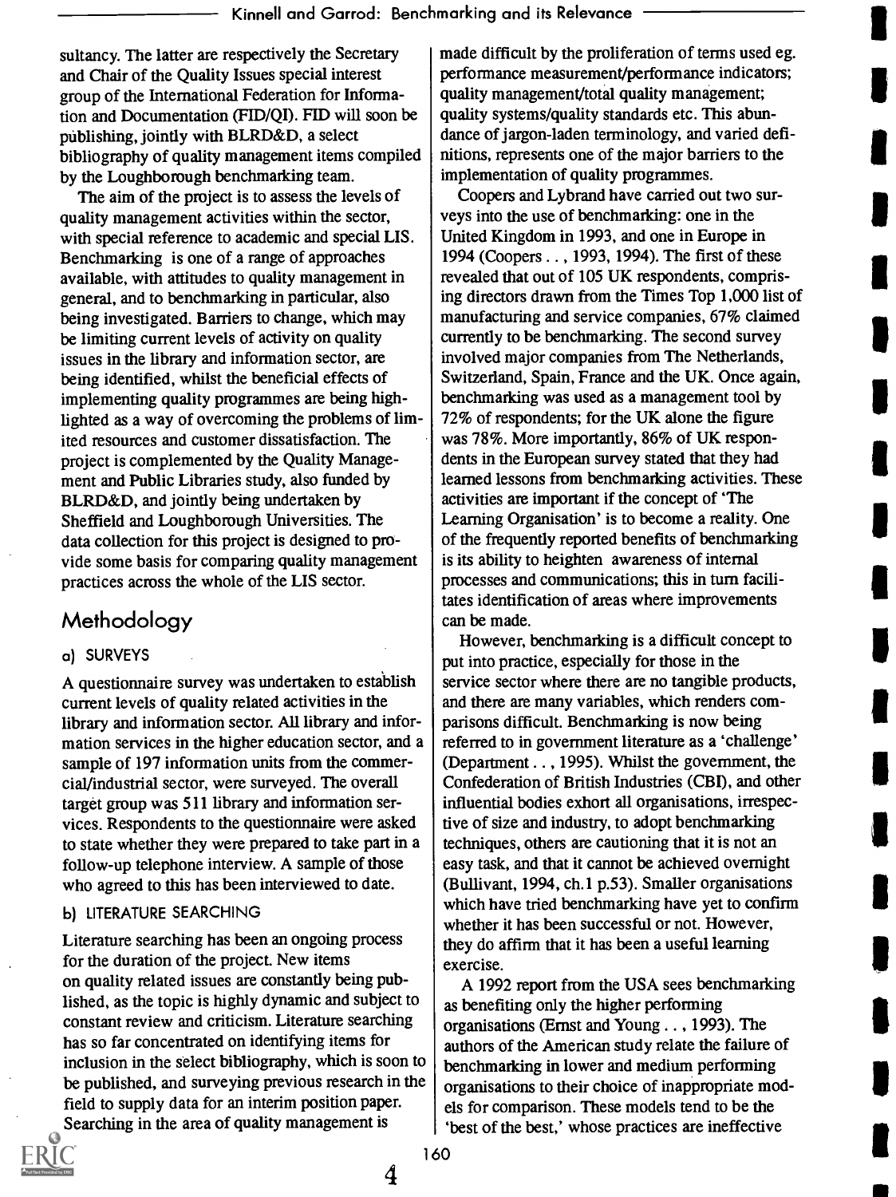sultancy. The latter are respectively the Secretary and Chair of the Quality Issues special interest group of the International Federation for Information and Documentation (FID/QI). FID will soon be publishing, jointly with BLRD&D, a select bibliography of quality management items compiled by the Loughborough benchmarking team.

The aim of the project is to assess the levels of quality management activities within the sector, with special reference to academic and special LIS. Benchmarking is one of a range of approaches available, with attitudes to quality management in general, and to benchmarking in particular, also being investigated. Barriers to change, which may be limiting current levels of activity on quality issues in the library and information sector, are being identified, whilst the beneficial effects of implementing quality programmes are being highlighted as a way of overcoming the problems of limited resources and customer dissatisfaction. The project is complemented by the Quality Management and Public Libraries study, also funded by BLRD&D, and jointly being undertaken by Sheffield and Loughborough Universities. The data collection for this project is designed to provide some basis for comparing quality management practices across the whole of the LIS sector.

## Methodology

### a) SURVEYS

A questionnaire survey was undertaken to establish current levels of quality related activities in the library and information sector. All library and information services in the higher education sector, and a sample of 197 information units from the commercial/industrial sector, were surveyed. The overall target group was 511 library and information services. Respondents to the questionnaire were asked to state whether they were prepared to take part in a follow-up telephone interview. A sample of those who agreed to this has been interviewed to date.

### b) LITERATURE SEARCHING

Literature searching has been an ongoing process for the duration of the project. New items on quality related issues are constantly being published, as the topic is highly dynamic and subject to constant review and criticism. Literature searching has so far concentrated on identifying items for inclusion in the select bibliography, which is soon to be published, and surveying previous research in the field to supply data for an interim position paper. Searching in the area of quality management is made difficult by the proliferation of terms used eg. performance measurement/performance indicators; quality management/total quality management; quality systems/quality standards etc. This abundance of jargon-laden terminology, and varied definitions, represents one of the major barriers to the implementation of quality programmes.

Coopers and Lybrand have carried out two surveys into the use of benchmarking: one in the United Kingdom in 1993, and one in Europe in 1994 (Coopers . . , 1993, 1994). The first of these revealed that out of 105 UK respondents, comprising directors drawn from the Times Top 1,000 list of manufacturing and service companies, 67% claimed currently to be benchmarking. The second survey involved major companies from The Netherlands, Switzerland, Spain, France and the UK. Once again, benchmarking was used as a management tool by 72% of respondents; for the UK alone the figure was 78%. More importantly, 86% of UK respondents in the European survey stated that they had learned lessons from benchmarking activities. These activities are important if the concept of 'The Learning Organisation' is to become a reality. One of the frequently reported benefits of benchmarking is its ability to heighten awareness of internal processes and communications; this in turn facilitates identification of areas where improvements can be made.

However, benchmarking is a difficult concept to put into practice, especially for those in the service sector where there are no tangible products, and there are many variables, which renders comparisons difficult. Benchmarking is now being referred to in government literature as a 'challenge' (Department . . , 1995). Whilst the government, the Confederation of British Industries (CBI), and other influential bodies exhort all organisations, irrespective of size and industry, to adopt benchmarking techniques, others are cautioning that it is not an easy task, and that it cannot be achieved overnight (Bullivant, 1994, ch.1 p.53). Smaller organisations which have tried benchmarking have yet to confirm whether it has been successful or not. However, they do affirm that it has been a useful learning exercise.

A 1992 report from the USA sees benchmarking as benefiting only the higher performing organisations (Ernst and Young . . , 1993). The authors of the American study relate the failure of benchmarking in lower and medium performing organisations to their choice of inappropriate models for comparison. These models tend to be the 'best of the best,' whose practices are ineffective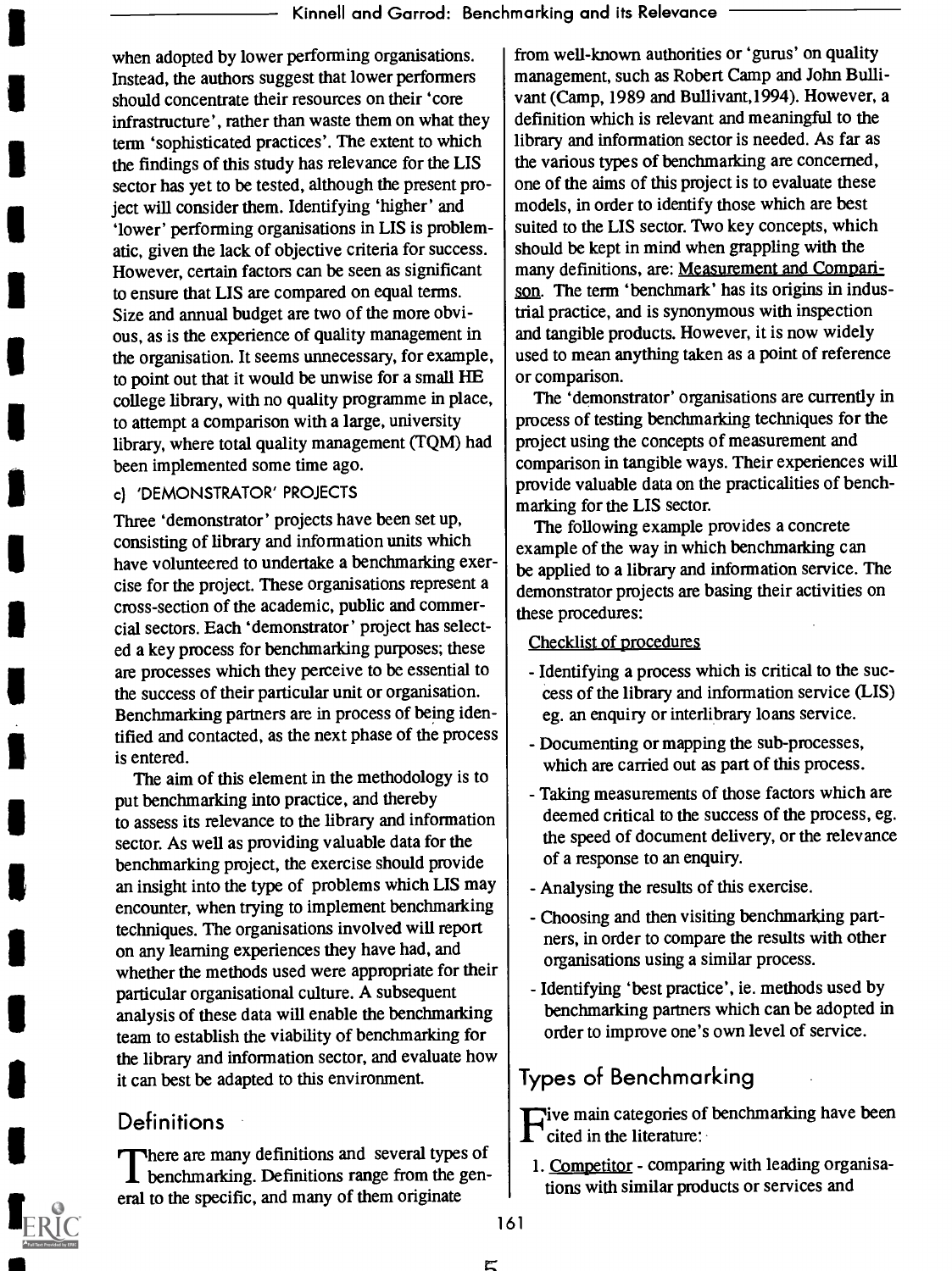when adopted by lower performing organisations. Instead, the authors suggest that lower performers should concentrate their resources on their 'core infrastructure', rather than waste them on what they term 'sophisticated practices'. The extent to which the findings of this study has relevance for the LIS sector has yet to be tested, although the present project will consider them. Identifying 'higher' and 'lower' performing organisations in LIS is problematic, given the lack of objective criteria for success. However, certain factors can be seen as significant to ensure that LIS are compared on equal terms. Size and annual budget are two of the more obvious, as is the experience of quality management in the organisation. It seems unnecessary, for example, to point out that it would be unwise for a small HE college library, with no quality programme in place, to attempt a comparison with a large, university library, where total quality management (TQM) had been implemented some time ago.

c) 'DEMONSTRATOR' PROJECTS

Three 'demonstrator' projects have been set up, consisting of library and information units which have volunteered to undertake a benchmarking exercise for the project. These organisations represent a cross-section of the academic, public and commercial sectors. Each 'demonstrator' project has selected a key process for benchmarking purposes; these are processes which they perceive to be essential to the success of their particular unit or organisation. Benchmarking partners are in process of being identified and contacted, as the next phase of the process is entered.

The aim of this element in the methodology is to put benchmarking into practice, and thereby to assess its relevance to the library and information sector. As well as providing valuable data for the benchmarking project, the exercise should provide an insight into the type of problems which LIS may encounter, when trying to implement benchmarking techniques. The organisations involved will report on any learning experiences they have had, and whether the methods used were appropriate for their particular organisational culture. A subsequent analysis of these data will enable the benchmarking team to establish the viability of benchmarking for the library and information sector, and evaluate how it can best be adapted to this environment.

## Definitions

There are many definitions and several types of benchmarking. Definitions range from the general to the specific, and many of them originate from well-known authorities or 'gurus' on quality management, such as Robert Camp and John Bullivant (Camp, 1989 and Bullivant,1994). However, a definition which is relevant and meaningful to the library and information sector is needed. As far as the various types of benchmarking are concerned, one of the aims of this project is to evaluate these models, in order to identify those which are best suited to the LIS sector. Two key concepts, which should be kept in mind when grappling with the many definitions, are: Measurement and Comparison. The term 'benchmark' has its origins in industrial practice, and is synonymous with inspection and tangible products. However, it is now widely used to mean anything taken as a point of reference or comparison.

The 'demonstrator' organisations are currently in process of testing benchmarking techniques for the project using the concepts of measurement and comparison in tangible ways. Their experiences will provide valuable data on the practicalities of benchmarking for the LIS sector.

The following example provides a concrete example of the way in which benchmarking can be applied to a library and information service. The demonstrator projects are basing their activities on these procedures:

Checklist of procedures

- Identifying a process which is critical to the success of the library and information service (LIS) eg. an enquiry or interlibrary loans service.
- Documenting or mapping the sub-processes, which are carried out as part of this process.
- Taking measurements of those factors which are deemed critical to the success of the process, eg. the speed of document delivery, or the relevance of a response to an enquiry.
- Analysing the results of this exercise.
- Choosing and then visiting benchmarking partners, in order to compare the results with other organisations using a similar process.
- Identifying 'best practice', ie. methods used by benchmarking partners which can be adopted in order to improve one's own level of service.

## Types of Benchmarking

Five main categories of benchmarking have been cited in the literature:

1. Competitor - comparing with leading organisations with similar products or services and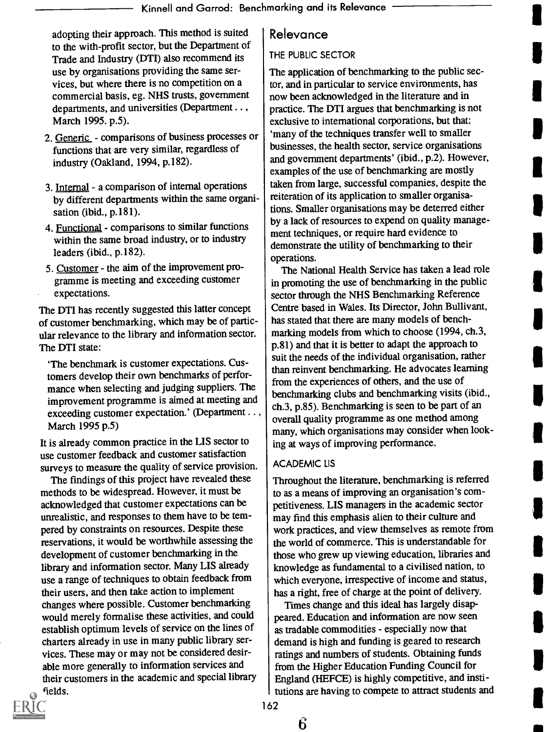adopting their approach. This method is suited to the with-profit sector, but the Department of Trade and Industry (DTI) also recommend its use by organisations providing the same services, but where there is no competition on a commercial basis, eg. NHS trusts, government departments, and universities (Department . . , March 1995. p.5).

2. Generic - comparisons of business processes or functions that are very similar, regardless of industry (Oakland, 1994, p.182).
3. Internal - a comparison of internal operations by different departments within the same organisation (ibid., p.181).
4. Functional - comparisons to similar functions within the same broad industry, or to industry leaders (ibid., p.182).
5. Customer - the aim of the improvement programme is meeting and exceeding customer expectations.

The DTI has recently suggested this latter concept of customer benchmarking, which may be of particular relevance to the library and information sector. The DTI state:

> 'The benchmark is customer expectations. Customers develop their own benchmarks of performance when selecting and judging suppliers. The improvement programme is aimed at meeting and exceeding customer expectation.' (Department . . , March 1995 p.5)

It is already common practice in the LIS sector to use customer feedback and customer satisfaction surveys to measure the quality of service provision.

The findings of this project have revealed these methods to be widespread. However, it must be acknowledged that customer expectations can be unrealistic, and responses to them have to be tempered by constraints on resources. Despite these reservations, it would be worthwhile assessing the development of customer benchmarking in the library and information sector. Many LIS already use a range of techniques to obtain feedback from their users, and then take action to implement changes where possible. Customer benchmarking would merely formalise these activities, and could establish optimum levels of service on the lines of charters already in use in many public library services. These may or may not be considered desirable more generally to information services and their customers in the academic and special library fields.

## Relevance

### THE PUBLIC SECTOR

The application of benchmarking to the public sector, and in particular to service environments, has now been acknowledged in the literature and in practice. The DTI argues that benchmarking is not exclusive to international corporations, but that: 'many of the techniques transfer well to smaller businesses, the health sector, service organisations and government departments' (ibid., p.2). However, examples of the use of benchmarking are mostly taken from large, successful companies, despite the reiteration of its application to smaller organisations. Smaller organisations may be deterred either by a lack of resources to expend on quality management techniques, or require hard evidence to demonstrate the utility of benchmarking to their operations.

The National Health Service has taken a lead role in promoting the use of benchmarking in the public sector through the NHS Benchmarking Reference Centre based in Wales. Its Director, John Bullivant, has stated that there are many models of benchmarking models from which to choose (1994, ch.3, p.81) and that it is better to adapt the approach to suit the needs of the individual organisation, rather than reinvent benchmarking. He advocates learning from the experiences of others, and the use of benchmarking clubs and benchmarking visits (ibid., ch.3, p.85). Benchmarking is seen to be part of an overall quality programme as one method among many, which organisations may consider when looking at ways of improving performance.

### ACADEMIC LIS

Throughout the literature, benchmarking is referred to as a means of improving an organisation's competitiveness. LIS managers in the academic sector may find this emphasis alien to their culture and work practices, and view themselves as remote from the world of commerce. This is understandable for those who grew up viewing education, libraries and knowledge as fundamental to a civilised nation, to which everyone, irrespective of income and status, has a right, free of charge at the point of delivery.

Times change and this ideal has largely disappeared. Education and information are now seen as tradable commodities - especially now that demand is high and funding is geared to research ratings and numbers of students. Obtaining funds from the Higher Education Funding Council for England (HEFCE) is highly competitive, and institutions are having to compete to attract students and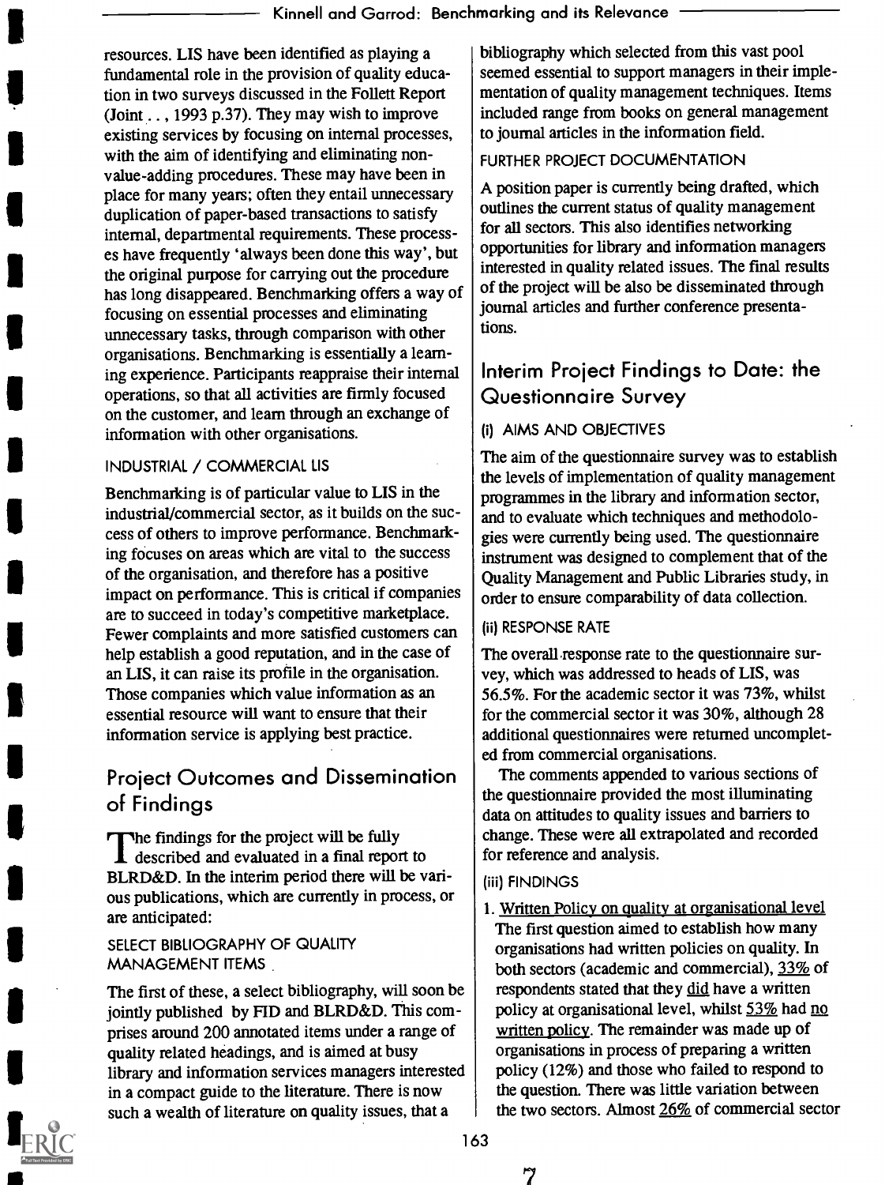resources. LIS have been identified as playing a fundamental role in the provision of quality education in two surveys discussed in the Follett Report (Joint . . ., 1993 p.37). They may wish to improve existing services by focusing on internal processes, with the aim of identifying and eliminating non-value-adding procedures. These may have been in place for many years; often they entail unnecessary duplication of paper-based transactions to satisfy internal, departmental requirements. These processes have frequently 'always been done this way', but the original purpose for carrying out the procedure has long disappeared. Benchmarking offers a way of focusing on essential processes and eliminating unnecessary tasks, through comparison with other organisations. Benchmarking is essentially a learning experience. Participants reappraise their internal operations, so that all activities are firmly focused on the customer, and learn through an exchange of information with other organisations.

#### INDUSTRIAL / COMMERCIAL LIS

Benchmarking is of particular value to LIS in the industrial/commercial sector, as it builds on the success of others to improve performance. Benchmarking focuses on areas which are vital to the success of the organisation, and therefore has a positive impact on performance. This is critical if companies are to succeed in today's competitive marketplace. Fewer complaints and more satisfied customers can help establish a good reputation, and in the case of an LIS, it can raise its profile in the organisation. Those companies which value information as an essential resource will want to ensure that their information service is applying best practice.

## Project Outcomes and Dissemination of Findings

The findings for the project will be fully described and evaluated in a final report to BLRD&D. In the interim period there will be various publications, which are currently in process, or are anticipated:

#### SELECT BIBLIOGRAPHY OF QUALITY MANAGEMENT ITEMS

The first of these, a select bibliography, will soon be jointly published by FID and BLRD&D. This comprises around 200 annotated items under a range of quality related headings, and is aimed at busy library and information services managers interested in a compact guide to the literature. There is now such a wealth of literature on quality issues, that a bibliography which selected from this vast pool seemed essential to support managers in their implementation of quality management techniques. Items included range from books on general management to journal articles in the information field.

#### FURTHER PROJECT DOCUMENTATION

A position paper is currently being drafted, which outlines the current status of quality management for all sectors. This also identifies networking opportunities for library and information managers interested in quality related issues. The final results of the project will be also be disseminated through journal articles and further conference presentations.

## Interim Project Findings to Date: the Questionnaire Survey

#### (i) AIMS AND OBJECTIVES

The aim of the questionnaire survey was to establish the levels of implementation of quality management programmes in the library and information sector, and to evaluate which techniques and methodologies were currently being used. The questionnaire instrument was designed to complement that of the Quality Management and Public Libraries study, in order to ensure comparability of data collection.

#### (ii) RESPONSE RATE

The overall response rate to the questionnaire survey, which was addressed to heads of LIS, was 56.5%. For the academic sector it was 73%, whilst for the commercial sector it was 30%, although 28 additional questionnaires were returned uncompleted from commercial organisations.

The comments appended to various sections of the questionnaire provided the most illuminating data on attitudes to quality issues and barriers to change. These were all extrapolated and recorded for reference and analysis.

#### (iii) FINDINGS

1. <u>Written Policy on quality at organisational level</u>
The first question aimed to establish how many organisations had written policies on quality. In both sectors (academic and commercial), <u>33%</u> of respondents stated that they <u>did</u> have a written policy at organisational level, whilst <u>53%</u> had <u>no written policy</u>. The remainder was made up of organisations in process of preparing a written policy (12%) and those who failed to respond to the question. There was little variation between the two sectors. Almost <u>26%</u> of commercial sector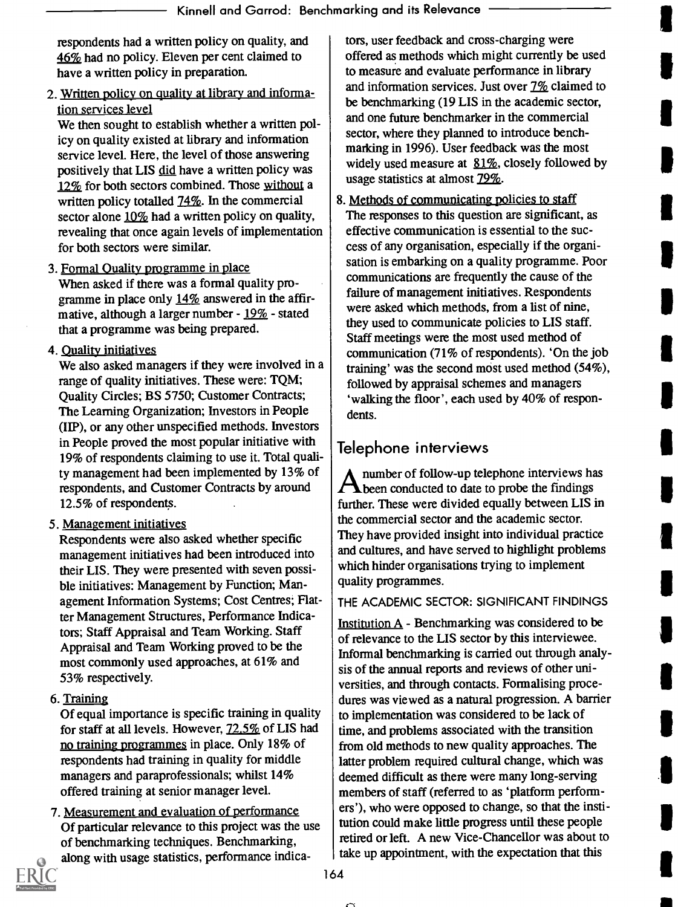respondents had a written policy on quality, and 46% had no policy. Eleven per cent claimed to have a written policy in preparation.

2. Written policy on quality at library and information services level
We then sought to establish whether a written policy on quality existed at library and information service level. Here, the level of those answering positively that LIS did have a written policy was 12% for both sectors combined. Those without a written policy totalled 74%. In the commercial sector alone 10% had a written policy on quality, revealing that once again levels of implementation for both sectors were similar.

3. Formal Quality programme in place
When asked if there was a formal quality programme in place only 14% answered in the affirmative, although a larger number - 19% - stated that a programme was being prepared.

4. Quality initiatives
We also asked managers if they were involved in a range of quality initiatives. These were: TQM; Quality Circles; BS 5750; Customer Contracts; The Learning Organization; Investors in People (IIP), or any other unspecified methods. Investors in People proved the most popular initiative with 19% of respondents claiming to use it. Total quality management had been implemented by 13% of respondents, and Customer Contracts by around 12.5% of respondents.

5. Management initiatives
Respondents were also asked whether specific management initiatives had been introduced into their LIS. They were presented with seven possible initiatives: Management by Function; Management Information Systems; Cost Centres; Flatter Management Structures, Performance Indicators; Staff Appraisal and Team Working. Staff Appraisal and Team Working proved to be the most commonly used approaches, at 61% and 53% respectively.

6. Training
Of equal importance is specific training in quality for staff at all levels. However, 72.5% of LIS had no training programmes in place. Only 18% of respondents had training in quality for middle managers and paraprofessionals; whilst 14% offered training at senior manager level.

7. Measurement and evaluation of performance
Of particular relevance to this project was the use of benchmarking techniques. Benchmarking, along with usage statistics, performance indicators, user feedback and cross-charging were offered as methods which might currently be used to measure and evaluate performance in library and information services. Just over 7% claimed to be benchmarking (19 LIS in the academic sector, and one future benchmarker in the commercial sector, where they planned to introduce benchmarking in 1996). User feedback was the most widely used measure at 81%, closely followed by usage statistics at almost 79%.

8. Methods of communicating policies to staff
The responses to this question are significant, as effective communication is essential to the success of any organisation, especially if the organisation is embarking on a quality programme. Poor communications are frequently the cause of the failure of management initiatives. Respondents were asked which methods, from a list of nine, they used to communicate policies to LIS staff. Staff meetings were the most used method of communication (71% of respondents). 'On the job training' was the second most used method (54%), followed by appraisal schemes and managers 'walking the floor', each used by 40% of respondents.

## Telephone interviews

A number of follow-up telephone interviews has been conducted to date to probe the findings further. These were divided equally between LIS in the commercial sector and the academic sector. They have provided insight into individual practice and cultures, and have served to highlight problems which hinder organisations trying to implement quality programmes.

### THE ACADEMIC SECTOR: SIGNIFICANT FINDINGS

Institution A - Benchmarking was considered to be of relevance to the LIS sector by this interviewee. Informal benchmarking is carried out through analysis of the annual reports and reviews of other universities, and through contacts. Formalising procedures was viewed as a natural progression. A barrier to implementation was considered to be lack of time, and problems associated with the transition from old methods to new quality approaches. The latter problem required cultural change, which was deemed difficult as there were many long-serving members of staff (referred to as 'platform performers'), who were opposed to change, so that the institution could make little progress until these people retired or left. A new Vice-Chancellor was about to take up appointment, with the expectation that this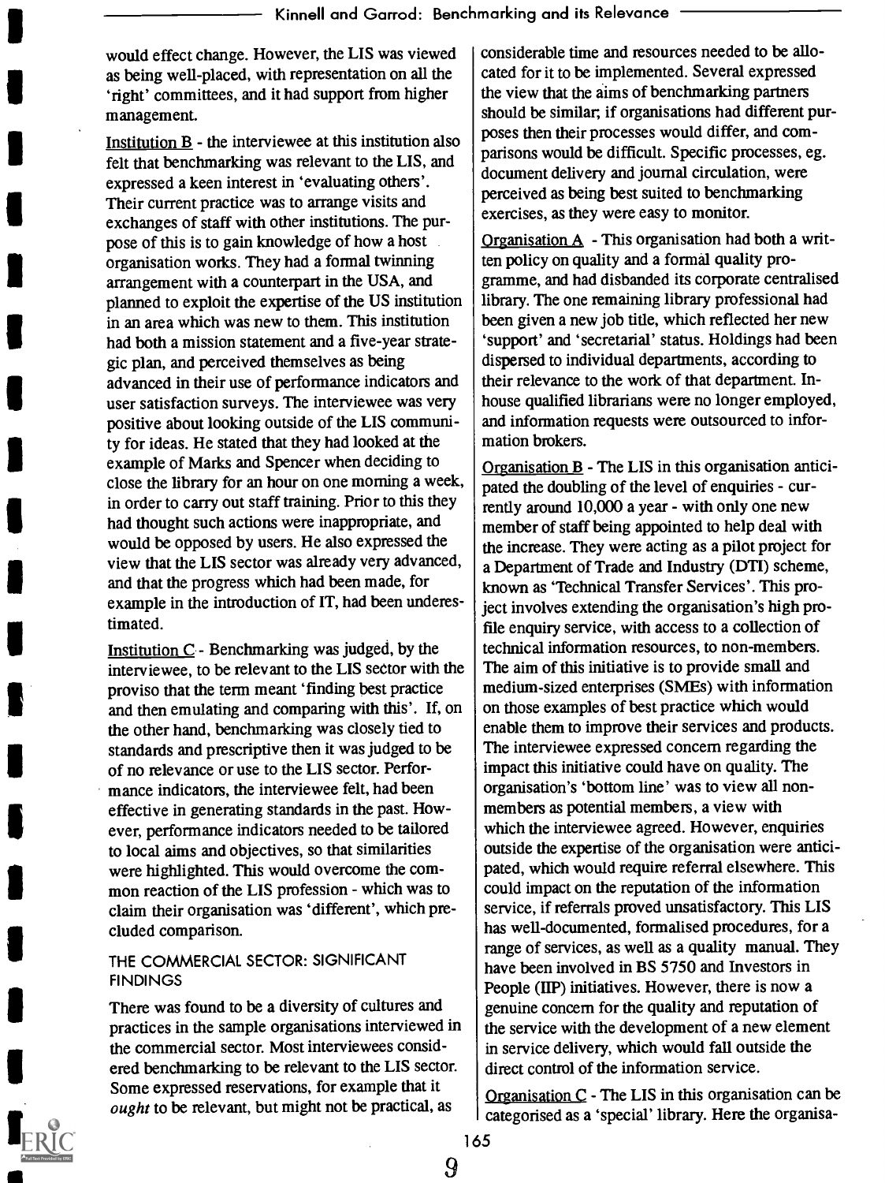would effect change. However, the LIS was viewed as being well-placed, with representation on all the 'right' committees, and it had support from higher management.

Institution B - the interviewee at this institution also felt that benchmarking was relevant to the LIS, and expressed a keen interest in 'evaluating others'. Their current practice was to arrange visits and exchanges of staff with other institutions. The purpose of this is to gain knowledge of how a host organisation works. They had a formal twinning arrangement with a counterpart in the USA, and planned to exploit the expertise of the US institution in an area which was new to them. This institution had both a mission statement and a five-year strategic plan, and perceived themselves as being advanced in their use of performance indicators and user satisfaction surveys. The interviewee was very positive about looking outside of the LIS community for ideas. He stated that they had looked at the example of Marks and Spencer when deciding to close the library for an hour on one morning a week, in order to carry out staff training. Prior to this they had thought such actions were inappropriate, and would be opposed by users. He also expressed the view that the LIS sector was already very advanced, and that the progress which had been made, for example in the introduction of IT, had been underestimated.

Institution C - Benchmarking was judged, by the interviewee, to be relevant to the LIS sector with the proviso that the term meant 'finding best practice and then emulating and comparing with this'. If, on the other hand, benchmarking was closely tied to standards and prescriptive then it was judged to be of no relevance or use to the LIS sector. Performance indicators, the interviewee felt, had been effective in generating standards in the past. However, performance indicators needed to be tailored to local aims and objectives, so that similarities were highlighted. This would overcome the common reaction of the LIS profession - which was to claim their organisation was 'different', which precluded comparison.

## THE COMMERCIAL SECTOR: SIGNIFICANT FINDINGS

There was found to be a diversity of cultures and practices in the sample organisations interviewed in the commercial sector. Most interviewees considered benchmarking to be relevant to the LIS sector. Some expressed reservations, for example that it *ought* to be relevant, but might not be practical, as considerable time and resources needed to be allocated for it to be implemented. Several expressed the view that the aims of benchmarking partners should be similar; if organisations had different purposes then their processes would differ, and comparisons would be difficult. Specific processes, eg. document delivery and journal circulation, were perceived as being best suited to benchmarking exercises, as they were easy to monitor.

Organisation A - This organisation had both a written policy on quality and a formal quality programme, and had disbanded its corporate centralised library. The one remaining library professional had been given a new job title, which reflected her new 'support' and 'secretarial' status. Holdings had been dispersed to individual departments, according to their relevance to the work of that department. Inhouse qualified librarians were no longer employed, and information requests were outsourced to information brokers.

Organisation B - The LIS in this organisation anticipated the doubling of the level of enquiries - currently around 10,000 a year - with only one new member of staff being appointed to help deal with the increase. They were acting as a pilot project for a Department of Trade and Industry (DTI) scheme, known as 'Technical Transfer Services'. This project involves extending the organisation's high profile enquiry service, with access to a collection of technical information resources, to non-members. The aim of this initiative is to provide small and medium-sized enterprises (SMEs) with information on those examples of best practice which would enable them to improve their services and products. The interviewee expressed concern regarding the impact this initiative could have on quality. The organisation's 'bottom line' was to view all non-members as potential members, a view with which the interviewee agreed. However, enquiries outside the expertise of the organisation were anticipated, which would require referral elsewhere. This could impact on the reputation of the information service, if referrals proved unsatisfactory. This LIS has well-documented, formalised procedures, for a range of services, as well as a quality manual. They have been involved in BS 5750 and Investors in People (IIP) initiatives. However, there is now a genuine concern for the quality and reputation of the service with the development of a new element in service delivery, which would fall outside the direct control of the information service.

Organisation C - The LIS in this organisation can be categorised as a 'special' library. Here the organisa-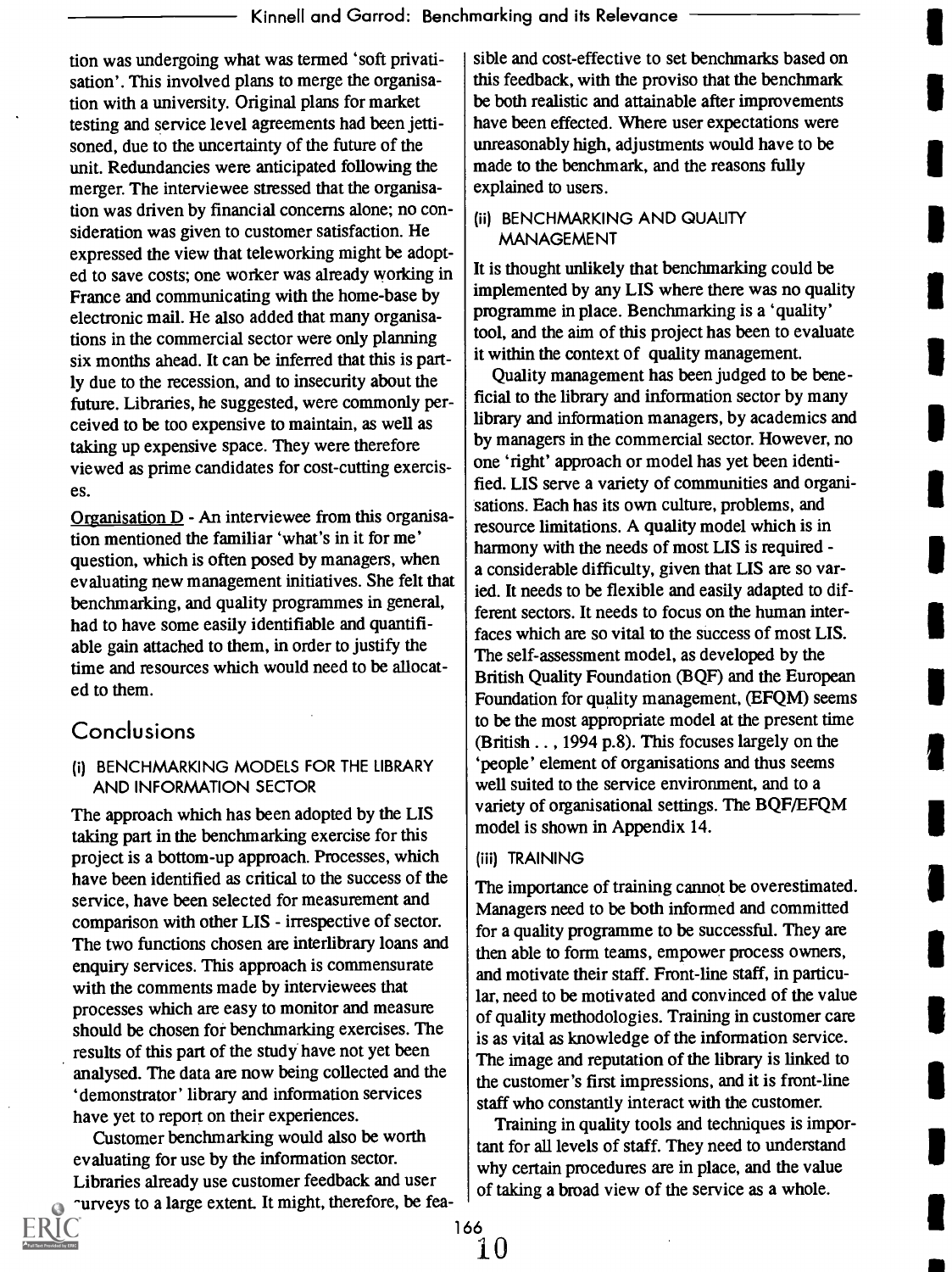tion was undergoing what was termed 'soft privatisation'. This involved plans to merge the organisation with a university. Original plans for market testing and service level agreements had been jettisoned, due to the uncertainty of the future of the unit. Redundancies were anticipated following the merger. The interviewee stressed that the organisation was driven by financial concerns alone; no consideration was given to customer satisfaction. He expressed the view that teleworking might be adopted to save costs; one worker was already working in France and communicating with the home-base by electronic mail. He also added that many organisations in the commercial sector were only planning six months ahead. It can be inferred that this is partly due to the recession, and to insecurity about the future. Libraries, he suggested, were commonly perceived to be too expensive to maintain, as well as taking up expensive space. They were therefore viewed as prime candidates for cost-cutting exercises.

Organisation D - An interviewee from this organisation mentioned the familiar 'what's in it for me' question, which is often posed by managers, when evaluating new management initiatives. She felt that benchmarking, and quality programmes in general, had to have some easily identifiable and quantifiable gain attached to them, in order to justify the time and resources which would need to be allocated to them.

## Conclusions

### (i) BENCHMARKING MODELS FOR THE LIBRARY AND INFORMATION SECTOR

The approach which has been adopted by the LIS taking part in the benchmarking exercise for this project is a bottom-up approach. Processes, which have been identified as critical to the success of the service, have been selected for measurement and comparison with other LIS - irrespective of sector. The two functions chosen are interlibrary loans and enquiry services. This approach is commensurate with the comments made by interviewees that processes which are easy to monitor and measure should be chosen for benchmarking exercises. The results of this part of the study have not yet been analysed. The data are now being collected and the 'demonstrator' library and information services have yet to report on their experiences.

Customer benchmarking would also be worth evaluating for use by the information sector. Libraries already use customer feedback and user surveys to a large extent. It might, therefore, be feasible and cost-effective to set benchmarks based on this feedback, with the proviso that the benchmark be both realistic and attainable after improvements have been effected. Where user expectations were unreasonably high, adjustments would have to be made to the benchmark, and the reasons fully explained to users.

### (ii) BENCHMARKING AND QUALITY MANAGEMENT

It is thought unlikely that benchmarking could be implemented by any LIS where there was no quality programme in place. Benchmarking is a 'quality' tool, and the aim of this project has been to evaluate it within the context of quality management.

Quality management has been judged to be beneficial to the library and information sector by many library and information managers, by academics and by managers in the commercial sector. However, no one 'right' approach or model has yet been identified. LIS serve a variety of communities and organisations. Each has its own culture, problems, and resource limitations. A quality model which is in harmony with the needs of most LIS is required - a considerable difficulty, given that LIS are so varied. It needs to be flexible and easily adapted to different sectors. It needs to focus on the human interfaces which are so vital to the success of most LIS. The self-assessment model, as developed by the British Quality Foundation (BQF) and the European Foundation for quality management, (EFQM) seems to be the most appropriate model at the present time (British . . , 1994 p.8). This focuses largely on the 'people' element of organisations and thus seems well suited to the service environment, and to a variety of organisational settings. The BQF/EFQM model is shown in Appendix 14.

### (iii) TRAINING

The importance of training cannot be overestimated. Managers need to be both informed and committed for a quality programme to be successful. They are then able to form teams, empower process owners, and motivate their staff. Front-line staff, in particular, need to be motivated and convinced of the value of quality methodologies. Training in customer care is as vital as knowledge of the information service. The image and reputation of the library is linked to the customer's first impressions, and it is front-line staff who constantly interact with the customer.

Training in quality tools and techniques is important for all levels of staff. They need to understand why certain procedures are in place, and the value of taking a broad view of the service as a whole.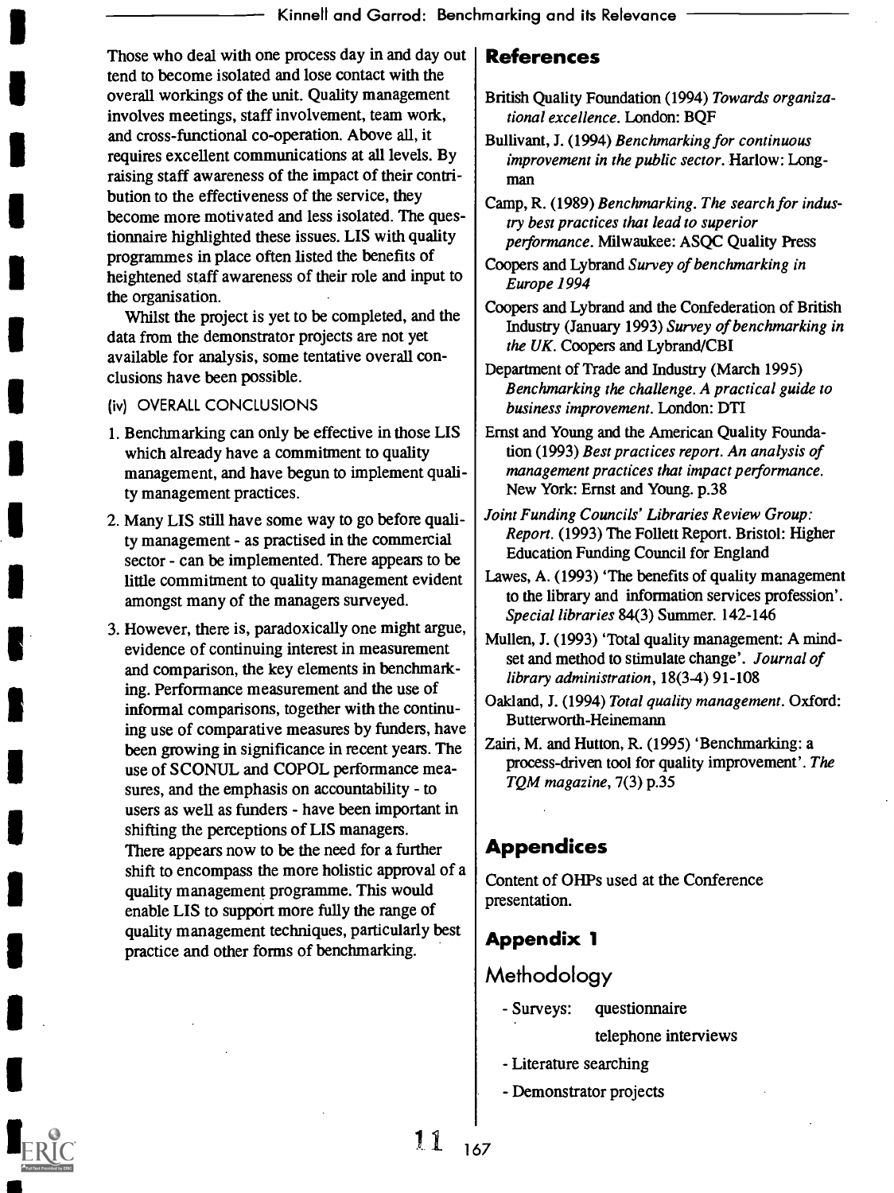Those who deal with one process day in and day out tend to become isolated and lose contact with the overall workings of the unit. Quality management involves meetings, staff involvement, team work, and cross-functional co-operation. Above all, it requires excellent communications at all levels. By raising staff awareness of the impact of their contribution to the effectiveness of the service, they become more motivated and less isolated. The questionnaire highlighted these issues. LIS with quality programmes in place often listed the benefits of heightened staff awareness of their role and input to the organisation.

Whilst the project is yet to be completed, and the data from the demonstrator projects are not yet available for analysis, some tentative overall conclusions have been possible.

(iv) OVERALL CONCLUSIONS

1. Benchmarking can only be effective in those LIS which already have a commitment to quality management, and have begun to implement quality management practices.
2. Many LIS still have some way to go before quality management - as practised in the commercial sector - can be implemented. There appears to be little commitment to quality management evident amongst many of the managers surveyed.
3. However, there is, paradoxically one might argue, evidence of continuing interest in measurement and comparison, the key elements in benchmarking. Performance measurement and the use of informal comparisons, together with the continuing use of comparative measures by funders, have been growing in significance in recent years. The use of SCONUL and COPOL performance measures, and the emphasis on accountability - to users as well as funders - have been important in shifting the perceptions of LIS managers. There appears now to be the need for a further shift to encompass the more holistic approval of a quality management programme. This would enable LIS to support more fully the range of quality management techniques, particularly best practice and other forms of benchmarking.

## References

British Quality Foundation (1994) *Towards organizational excellence*. London: BQF

Bullivant, J. (1994) *Benchmarking for continuous improvement in the public sector*. Harlow: Longman

Camp, R. (1989) *Benchmarking. The search for industry best practices that lead to superior performance*. Milwaukee: ASQC Quality Press

Coopers and Lybrand *Survey of benchmarking in Europe 1994*

Coopers and Lybrand and the Confederation of British Industry (January 1993) *Survey of benchmarking in the UK*. Coopers and Lybrand/CBI

Department of Trade and Industry (March 1995) *Benchmarking the challenge. A practical guide to business improvement*. London: DTI

Ernst and Young and the American Quality Foundation (1993) *Best practices report. An analysis of management practices that impact performance*. New York: Ernst and Young. p.38

*Joint Funding Councils' Libraries Review Group: Report*. (1993) The Follett Report. Bristol: Higher Education Funding Council for England

Lawes, A. (1993) 'The benefits of quality management to the library and information services profession'. *Special libraries* 84(3) Summer. 142-146

Mullen, J. (1993) 'Total quality management: A mindset and method to stimulate change'. *Journal of library administration*, 18(3-4) 91-108

Oakland, J. (1994) *Total quality management*. Oxford: Butterworth-Heinemann

Zairi, M. and Hutton, R. (1995) 'Benchmarking: a process-driven tool for quality improvement'. *The TQM magazine*, 7(3) p.35

## Appendices

Content of OHPs used at the Conference presentation.

### Appendix 1

#### Methodology

- Surveys: questionnaire
  telephone interviews
- Literature searching
- Demonstrator projects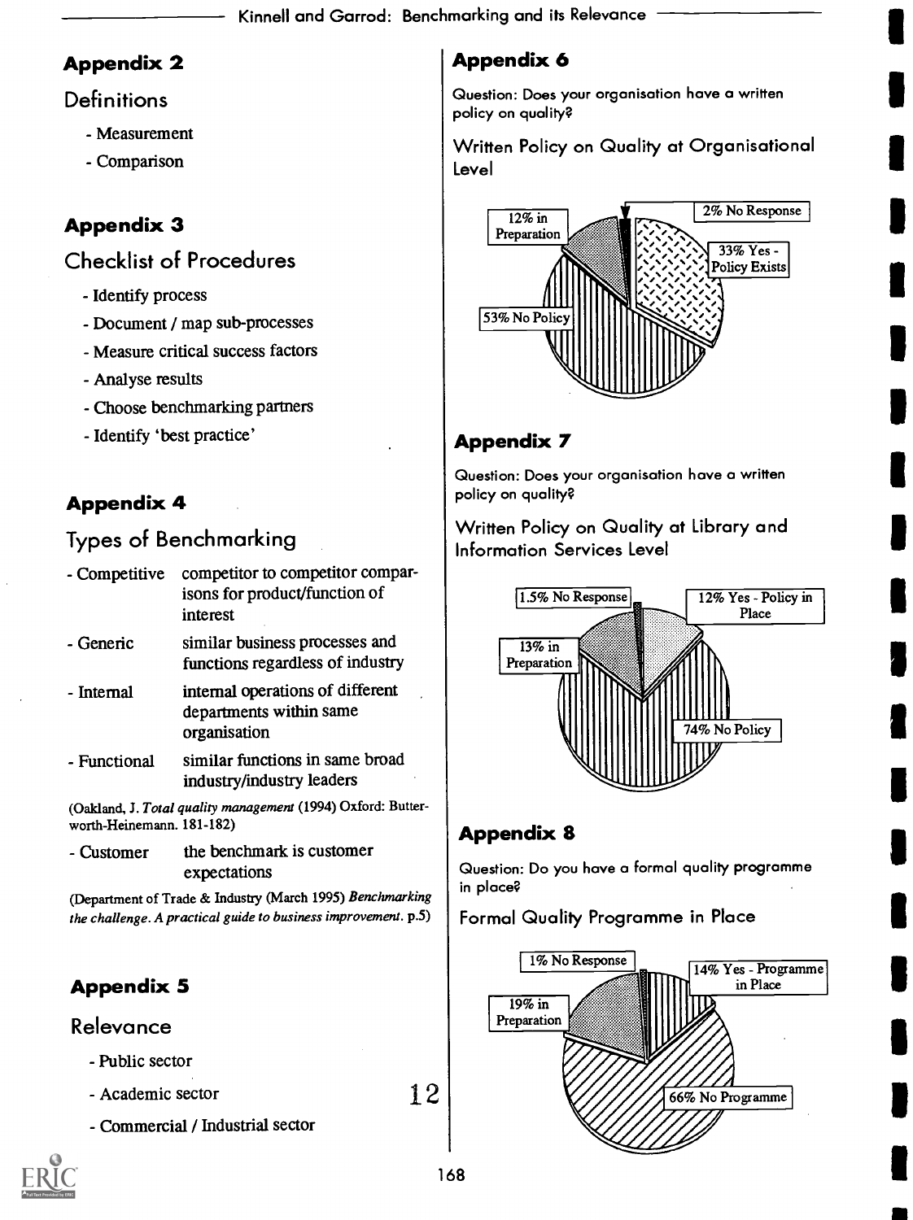## Appendix 2

### Definitions

- Measurement
- Comparison

## Appendix 3

### Checklist of Procedures

- Identify process
- Document / map sub-processes
- Measure critical success factors
- Analyse results
- Choose benchmarking partners
- Identify 'best practice'

## Appendix 4

### Types of Benchmarking

| | |
|---|---|
| - Competitive | competitor to competitor comparisons for product/function of interest |
| - Generic | similar business processes and functions regardless of industry |
| - Internal | internal operations of different departments within same organisation |
| - Functional | similar functions in same broad industry/industry leaders |

(Oakland, J. *Total quality management* (1994) Oxford: Butterworth-Heinemann. 181-182)

| | |
|---|---|
| - Customer | the benchmark is customer expectations |

(Department of Trade & Industry (March 1995) *Benchmarking the challenge. A practical guide to business improvement.* p.5)

## Appendix 5

### Relevance

- Public sector
- Academic sector
- Commercial / Industrial sector

## Appendix 6

Question: Does your organisation have a written policy on quality?

### Written Policy on Quality at Organisational Level

- 33% Yes - Policy Exists
- 53% No Policy
- 12% in Preparation
- 2% No Response

## Appendix 7

Question: Does your organisation have a written policy on quality?

### Written Policy on Quality at Library and Information Services Level

- 12% Yes - Policy in Place
- 74% No Policy
- 13% in Preparation
- 1.5% No Response

## Appendix 8

Question: Do you have a formal quality programme in place?

### Formal Quality Programme in Place

- 14% Yes - Programme in Place
- 66% No Programme
- 19% in Preparation
- 1% No Response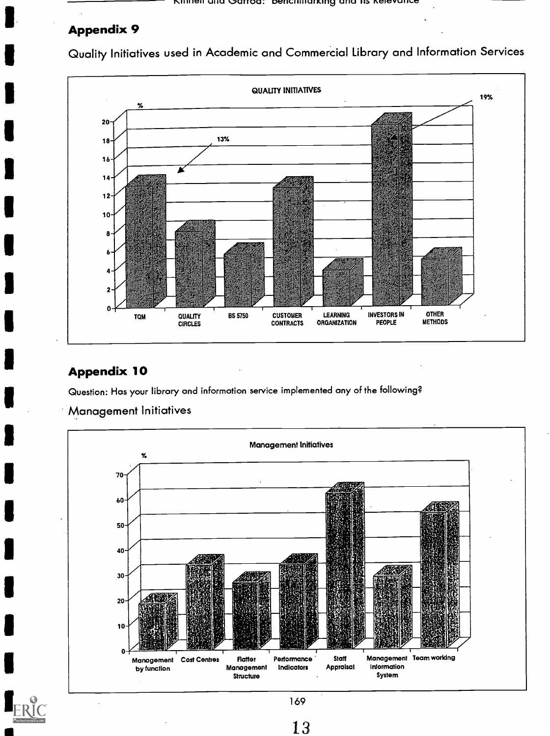## Appendix 9

Quality Initiatives used in Academic and Commercial Library and Information Services

QUALITY INITIATIVES

%

20
18
16
14
12
10
8
6
4
2
0

13%

19%

TQM | QUALITY CIRCLES | BS 5750 | CUSTOMER CONTRACTS | LEARNING ORGANIZATION | INVESTORS IN PEOPLE | OTHER METHODS

## Appendix 10

Question: Has your library and information service implemented any of the following?

Management Initiatives

Management Initiatives

%

70
60
50
40
30
20
10
0

Management by function | Cost Centres | Flatter Management Structure | Performance Indicators | Staff Appraisal | Management Information System | Team working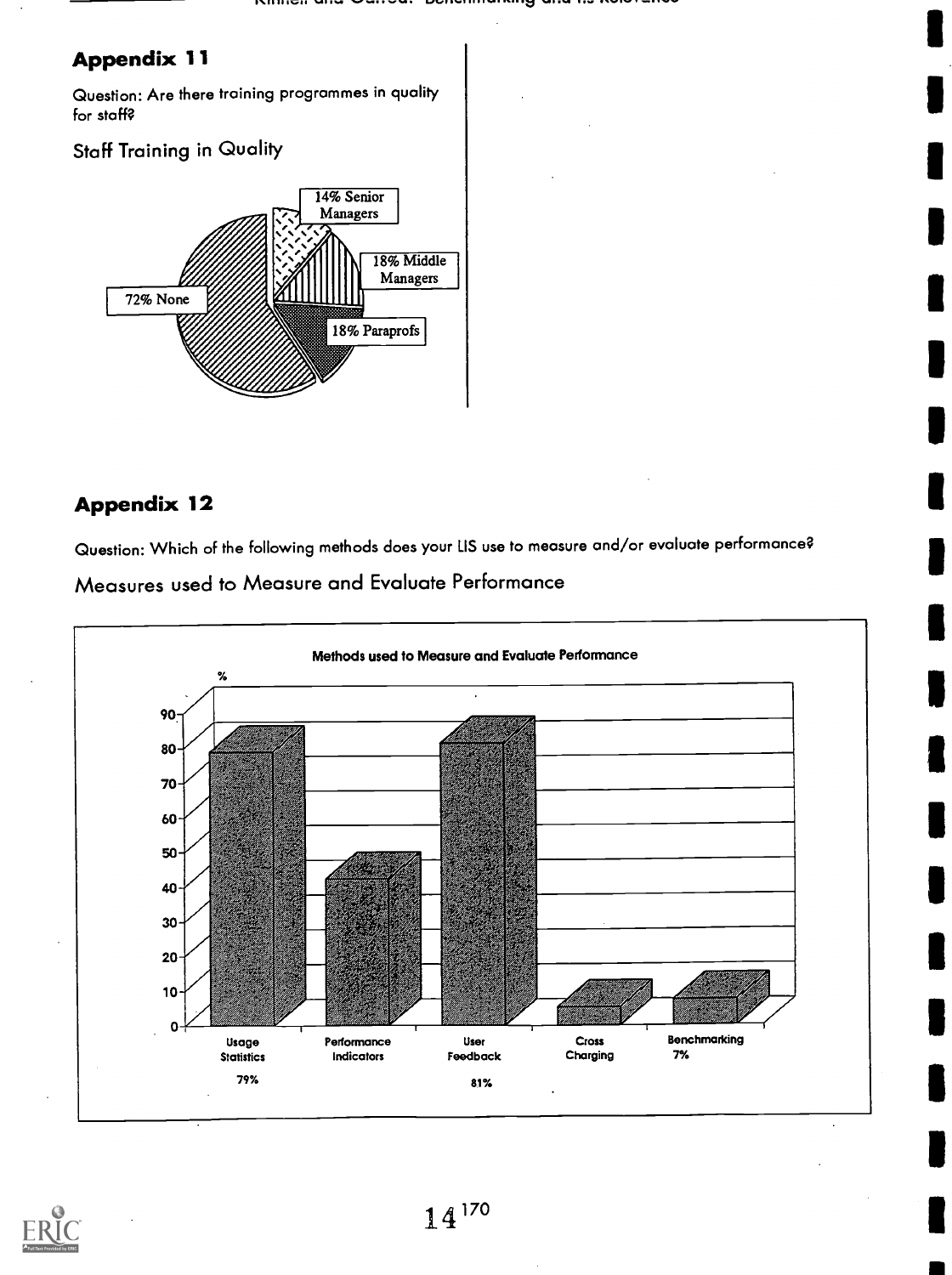## Appendix 11

Question: Are there training programmes in quality for staff?

Staff Training in Quality

14% Senior Managers

18% Middle Managers

18% Paraprofs

72% None

## Appendix 12

Question: Which of the following methods does your LIS use to measure and/or evaluate performance?

Measures used to Measure and Evaluate Performance

Methods used to Measure and Evaluate Performance

%

Usage Statistics 79%

Performance Indicators

User Feedback 81%

Cross Charging

Benchmarking 7%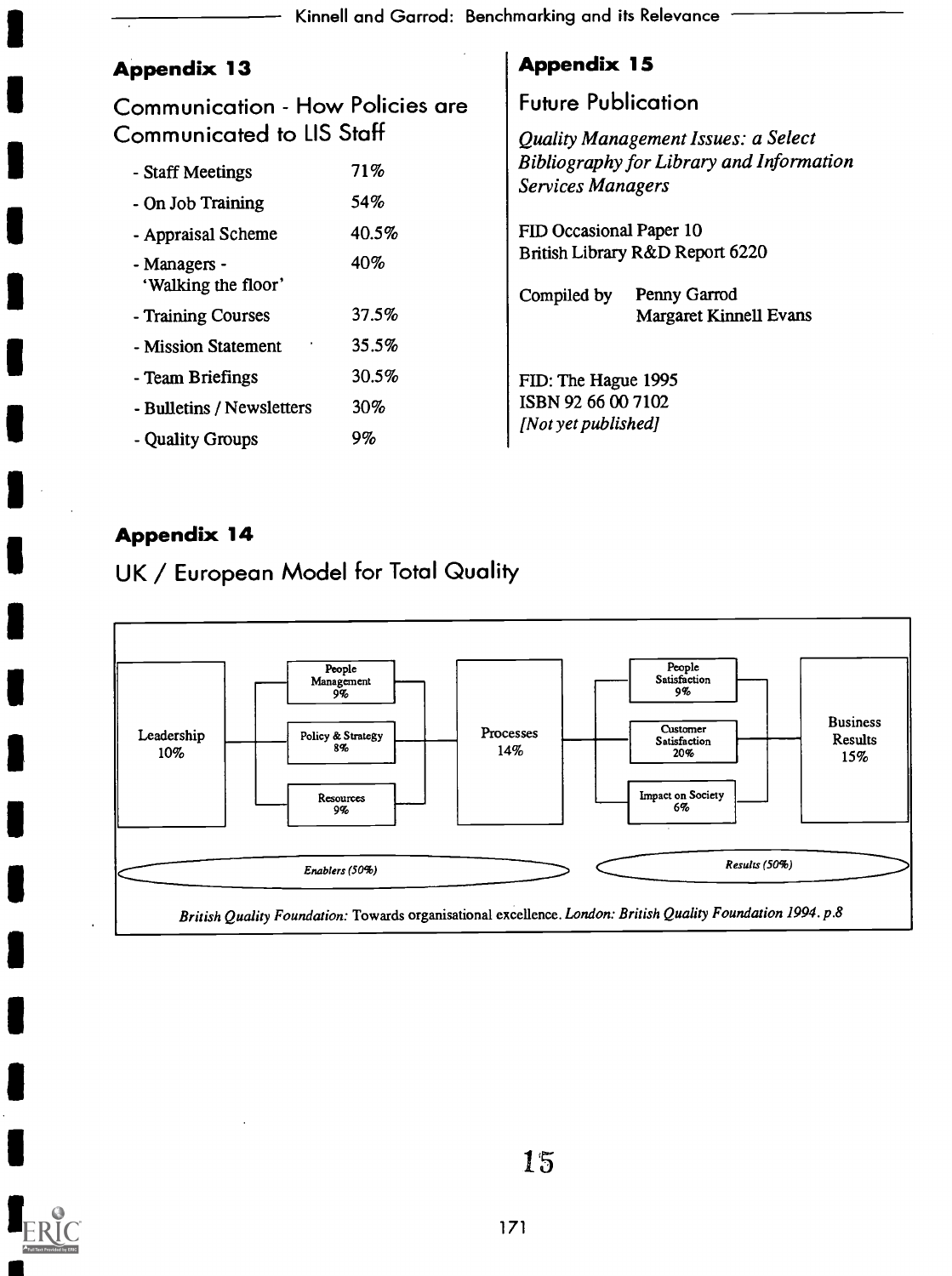## Appendix 13

### Communication - How Policies are Communicated to LIS Staff

| | |
|---|---|
| - Staff Meetings | 71% |
| - On Job Training | 54% |
| - Appraisal Scheme | 40.5% |
| - Managers - 'Walking the floor' | 40% |
| - Training Courses | 37.5% |
| - Mission Statement | 35.5% |
| - Team Briefings | 30.5% |
| - Bulletins / Newsletters | 30% |
| - Quality Groups | 9% |

## Appendix 15

### Future Publication

*Quality Management Issues: a Select Bibliography for Library and Information Services Managers*

FID Occasional Paper 10
British Library R&D Report 6220

Compiled by Penny Garrod
Margaret Kinnell Evans

FID: The Hague 1995
ISBN 92 66 00 7102
*[Not yet published]*

## Appendix 14

### UK / European Model for Total Quality

Leadership 10%

People Management 9%

Policy & Strategy 8%

Resources 9%

Processes 14%

People Satisfaction 9%

Customer Satisfaction 20%

Impact on Society 6%

Business Results 15%

*Enablers (50%)*

*Results (50%)*

*British Quality Foundation:* Towards organisational excellence. *London: British Quality Foundation 1994. p.8*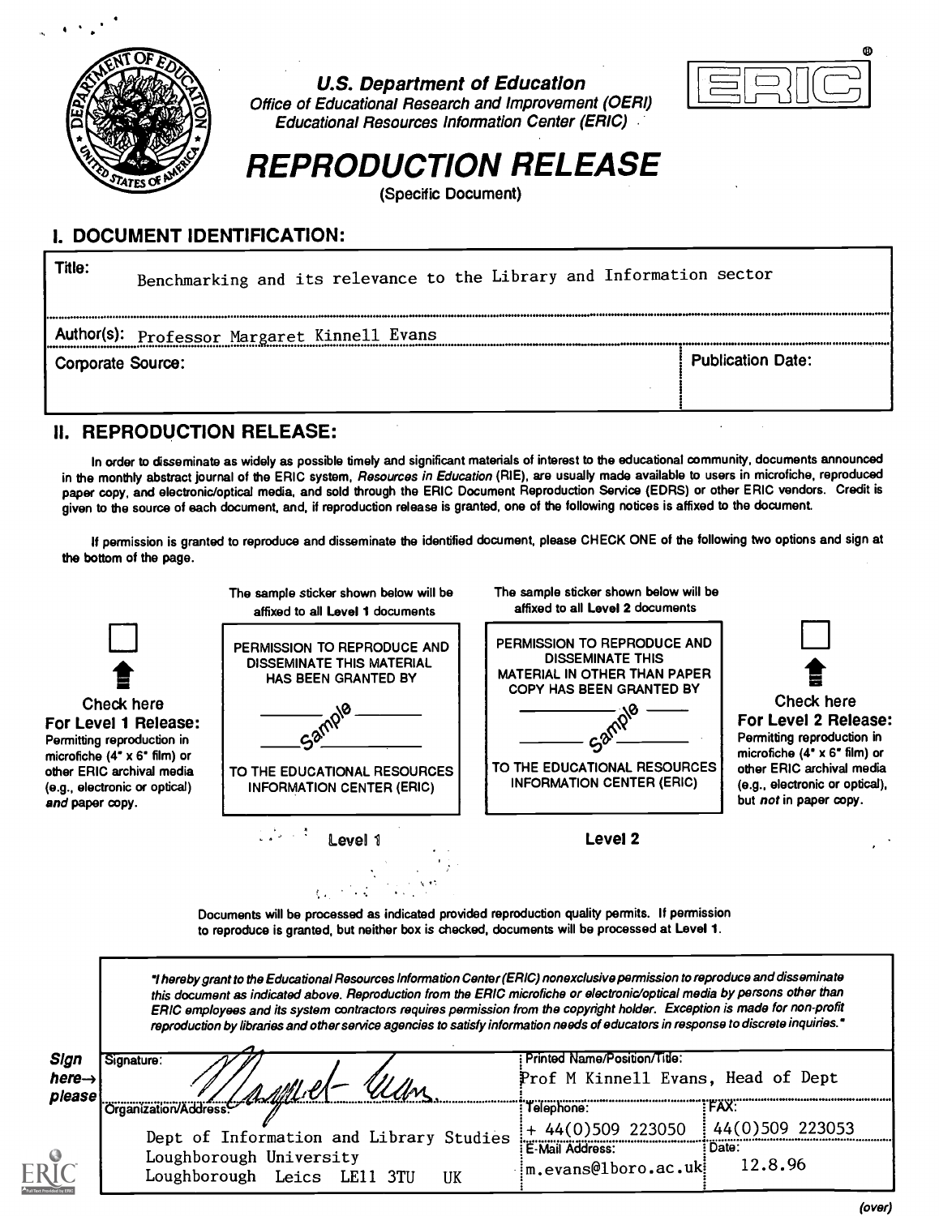**U.S. Department of Education**
*Office of Educational Research and Improvement (OERI)*
*Educational Resources Information Center (ERIC)*

# REPRODUCTION RELEASE

(Specific Document)

## I. DOCUMENT IDENTIFICATION:

| | |
|---|---|
| Title: Benchmarking and its relevance to the Library and Information sector | |
| Author(s): Professor Margaret Kinnell Evans | |
| Corporate Source: | Publication Date: |

## II. REPRODUCTION RELEASE:

In order to disseminate as widely as possible timely and significant materials of interest to the educational community, documents announced in the monthly abstract journal of the ERIC system, *Resources in Education* (RIE), are usually made available to users in microfiche, reproduced paper copy, and electronic/optical media, and sold through the ERIC Document Reproduction Service (EDRS) or other ERIC vendors. Credit is given to the source of each document, and, if reproduction release is granted, one of the following notices is affixed to the document.

If permission is granted to reproduce and disseminate the identified document, please CHECK ONE of the following two options and sign at the bottom of the page.

| Check here **For Level 1 Release:** Permitting reproduction in microfiche (4" x 6" film) or other ERIC archival media (e.g., electronic or optical) *and* paper copy. | The sample sticker shown below will be affixed to all **Level 1** documents<br>PERMISSION TO REPRODUCE AND DISSEMINATE THIS MATERIAL HAS BEEN GRANTED BY<br>Sample<br>TO THE EDUCATIONAL RESOURCES INFORMATION CENTER (ERIC)<br>**Level 1** | The sample sticker shown below will be affixed to all **Level 2** documents<br>PERMISSION TO REPRODUCE AND DISSEMINATE THIS MATERIAL IN OTHER THAN PAPER COPY HAS BEEN GRANTED BY<br>Sample<br>TO THE EDUCATIONAL RESOURCES INFORMATION CENTER (ERIC)<br>**Level 2** | Check here **For Level 2 Release:** Permitting reproduction in microfiche (4" x 6" film) or other ERIC archival media (e.g., electronic or optical), but *not* in paper copy. |
|---|---|---|---|

Documents will be processed as indicated provided reproduction quality permits. If permission to reproduce is granted, but neither box is checked, documents will be processed at **Level 1**.

*"I hereby grant to the Educational Resources Information Center (ERIC) nonexclusive permission to reproduce and disseminate this document as indicated above. Reproduction from the ERIC microfiche or electronic/optical media by persons other than ERIC employees and its system contractors requires permission from the copyright holder. Exception is made for non-profit reproduction by libraries and other service agencies to satisfy information needs of educators in response to discrete inquiries."*

**Sign here→ please**

| Signature: | Printed Name/Position/Title: Prof M Kinnell Evans, Head of Dept | |
|---|---|---|
| Organization/Address: Dept of Information and Library Studies, Loughborough University, Loughborough Leics LE11 3TU UK | Telephone: + 44(0)509 223050 | FAX: 44(0)509 223053 |
| | E-Mail Address: m.evans@lboro.ac.uk | Date: 12.8.96 |

(over)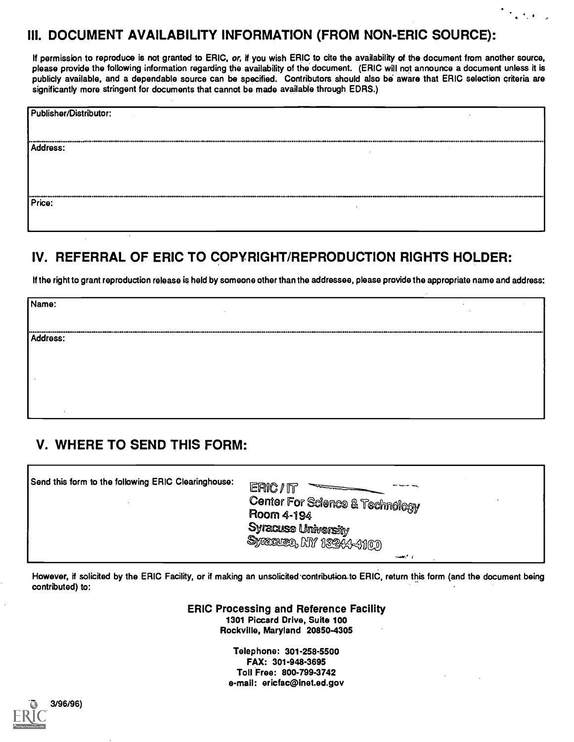## III. DOCUMENT AVAILABILITY INFORMATION (FROM NON-ERIC SOURCE):

If permission to reproduce is not granted to ERIC, *or,* if you wish ERIC to cite the availability of the document from another source, please provide the following information regarding the availability of the document. (ERIC will not announce a document unless it is publicly available, and a dependable source can be specified. Contributors should also be aware that ERIC selection criteria are significantly more stringent for documents that cannot be made available through EDRS.)

| |
|---|
| Publisher/Distributor: |
| Address: |
| Price: |

## IV. REFERRAL OF ERIC TO COPYRIGHT/REPRODUCTION RIGHTS HOLDER:

If the right to grant reproduction release is held by someone other than the addressee, please provide the appropriate name and address:

| |
|---|
| Name: |
| Address: |

## V. WHERE TO SEND THIS FORM:

| | |
|---|---|
| Send this form to the following ERIC Clearinghouse: | ERIC / IT<br>Center For Science & Technology<br>Room 4-194<br>Syracuse University<br>Syracuse, NY 13244-4100 |

However, if solicited by the ERIC Facility, or if making an unsolicited contribution to ERIC, return this form (and the document being contributed) to:

**ERIC Processing and Reference Facility**
**1301 Piccard Drive, Suite 100**
**Rockville, Maryland 20850-4305**

**Telephone: 301-258-5500**
**FAX: 301-948-3695**
**Toll Free: 800-799-3742**
**e-mail: ericfac@inet.ed.gov**

3/96/96)